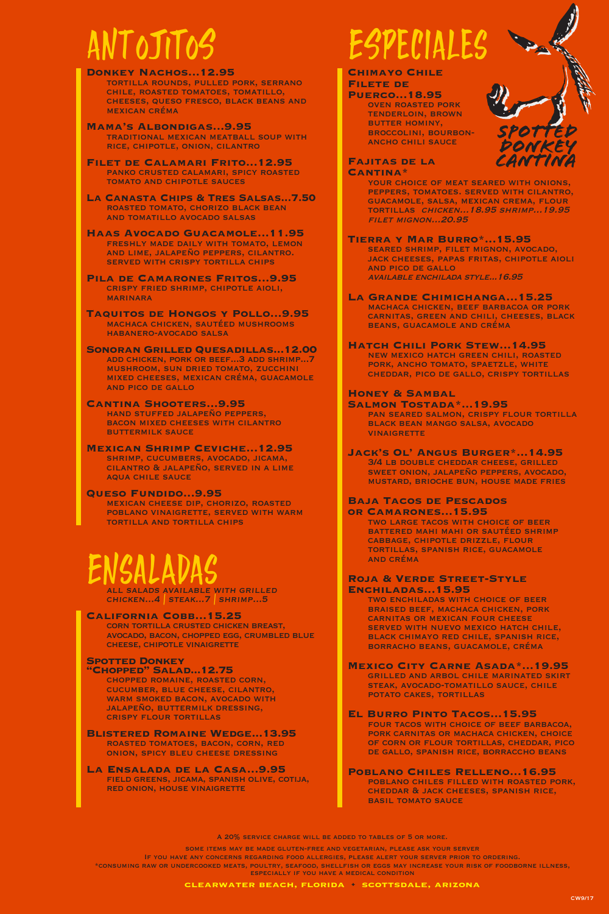# ANTOJITOS

**Donkey Nachos...12.95**
Tortilla rounds, pulled pork, serrano chile, roasted tomatoes, tomatillo, cheeses, queso fresco, black beans and Mexican créma

**Mama's Albondigas...9.95**
Traditional Mexican meatball soup with rice, chipotle, onion, cilantro

**Filet de Calamari Frito...12.95**
Panko crusted calamari, spicy roasted tomato and chipotle sauces

**La Canasta Chips & Tres Salsas...7.50**
Roasted tomato, chorizo black bean and tomatillo avocado salsas

**Haas Avocado Guacamole...11.95**
Freshly made daily with tomato, lemon and lime, jalapeño peppers, cilantro. Served with crispy tortilla chips

**Pila de Camarones Fritos...9.95**
Crispy fried shrimp, chipotle aioli, marinara

**Taquitos de Hongos y Pollo...9.95**
Machaca chicken, sautéed mushrooms habanero-avocado salsa

**Sonoran Grilled Quesadillas...12.00**
Add chicken, pork or beef...3 add shrimp...7
Mushroom, sun dried tomato, zucchini mixed cheeses, Mexican créma, guacamole and pico de gallo

**Cantina Shooters...9.95**
Hand stuffed jalapeño peppers, bacon mixed cheeses with cilantro buttermilk sauce

**Mexican Shrimp Ceviche...12.95**
Shrimp, cucumbers, avocado, jicama, cilantro & jalapeño, served in a lime aqua chile sauce

**Queso Fundido...9.95**
Mexican cheese dip, chorizo, roasted poblano vinaigrette, served with warm tortilla and tortilla chips

# ENSALADAS

*All salads available with grilled chicken...4 | steak...7 | shrimp...5*

**California Cobb...15.25**
Corn tortilla crusted chicken breast, avocado, bacon, chopped egg, crumbled blue cheese, chipotle vinaigrette

**Spotted Donkey "Chopped" Salad...12.75**
Chopped romaine, roasted corn, cucumber, blue cheese, cilantro, warm smoked bacon, avocado with jalapeño, buttermilk dressing, crispy flour tortillas

**Blistered Romaine Wedge...13.95**
Roasted tomatoes, bacon, corn, red onion, spicy bleu cheese dressing

**La Ensalada de la Casa...9.95**
Field greens, jicama, Spanish olive, cotija, red onion, house vinaigrette

# ESPECIALES

Spotted Donkey Cantina

**Chimayo Chile Filete de Puerco...18.95**
Oven roasted pork tenderloin, brown butter hominy, broccolini, bourbon-ancho chili sauce

**Fajitas de la Cantina***
Your choice of meat seared with onions, peppers, tomatoes. Served with cilantro, guacamole, salsa, Mexican crema, flour tortillas *chicken...18.95 shrimp...19.95 filet mignon...20.95*

**Tierra y Mar Burro*...15.95**
Seared shrimp, filet mignon, avocado, jack cheeses, papas fritas, chipotle aioli and pico de gallo
*Available enchilada style...16.95*

**La Grande Chimichanga...15.25**
Machaca chicken, beef barbacoa or pork carnitas, green and chili, cheeses, black beans, guacamole and créma

**Hatch Chili Pork Stew...14.95**
New Mexico hatch green chili, roasted pork, ancho tomato, spaetzle, white cheddar, pico de gallo, crispy tortillas

**Honey & Sambal Salmon Tostada*...19.95**
Pan seared salmon, crispy flour tortilla black bean mango salsa, avocado vinaigrette

**Jack's Ol' Angus Burger*...14.95**
3/4 lb double cheddar cheese, grilled sweet onion, jalapeño peppers, avocado, mustard, brioche bun, house made fries

**Baja Tacos de Pescados or Camarones...15.95**
Two large tacos with choice of beer battered mahi mahi or sautéed shrimp cabbage, chipotle drizzle, flour tortillas, Spanish rice, guacamole and créma

**Roja & Verde Street-Style Enchiladas...15.95**
Two enchiladas with choice of beer braised beef, machaca chicken, pork carnitas or Mexican four cheese served with Nuevo Mexico hatch chile, black chimayo red chile, Spanish rice, borracho beans, guacamole, créma

**Mexico City Carne Asada*...19.95**
Grilled and arbol chile marinated skirt steak, avocado-tomatillo sauce, chile potato cakes, tortillas

**El Burro Pinto Tacos...15.95**
Four tacos with choice of beef barbacoa, pork carnitas or machaca chicken, choice of corn or flour tortillas, cheddar, pico de gallo, Spanish rice, borraccho beans

**Poblano Chiles Relleno...16.95**
Poblano chiles filled with roasted pork, cheddar & jack cheeses, Spanish rice, basil tomato sauce

---

A 20% service charge will be added to tables of 5 or more.

Some items may be made gluten-free and vegetarian, please ask your server
If you have any concerns regarding food allergies, please alert your server prior to ordering.
*Consuming raw or undercooked meats, poultry, seafood, shellfish or eggs may increase your risk of foodborne illness, especially if you have a medical condition

**Clearwater Beach, Florida ✦ Scottsdale, Arizona**

CW9/17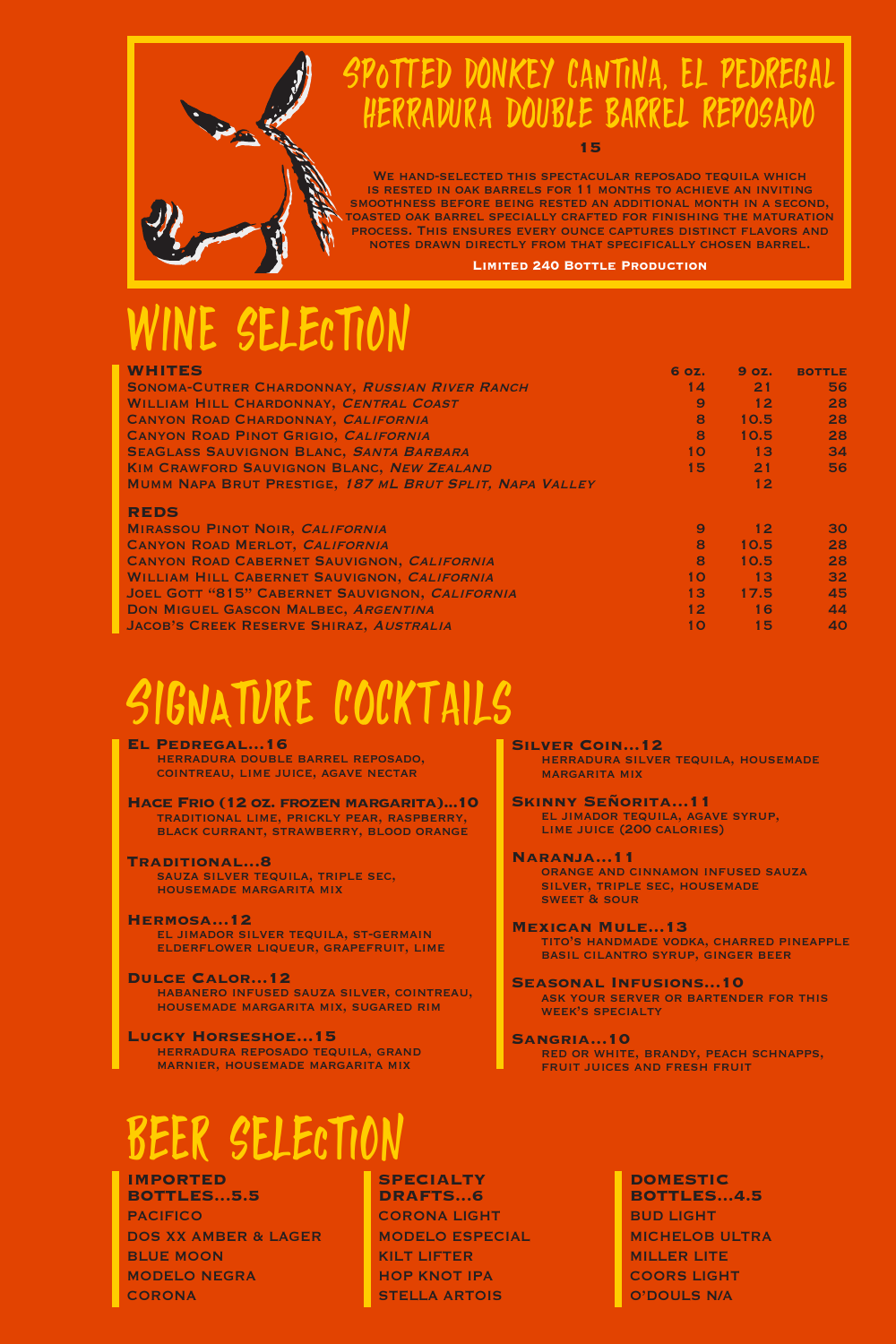# Spotted Donkey Cantina, El Pedregal Herradura Double Barrel Reposado

**15**

We hand-selected this spectacular reposado tequila which is rested in oak barrels for 11 months to achieve an inviting smoothness before being rested an additional month in a second, toasted oak barrel specially crafted for finishing the maturation process. This ensures every ounce captures distinct flavors and notes drawn directly from that specifically chosen barrel.

**Limited 240 Bottle Production**

# Wine Selection

| Whites | 6 oz. | 9 oz. | Bottle |
|---|---|---|---|
| Sonoma-Cutrer Chardonnay, *Russian River Ranch* | 14 | 21 | 56 |
| William Hill Chardonnay, *Central Coast* | 9 | 12 | 28 |
| Canyon Road Chardonnay, *California* | 8 | 10.5 | 28 |
| Canyon Road Pinot Grigio, *California* | 8 | 10.5 | 28 |
| SeaGlass Sauvignon Blanc, *Santa Barbara* | 10 | 13 | 34 |
| Kim Crawford Sauvignon Blanc, *New Zealand* | 15 | 21 | 56 |
| Mumm Napa Brut Prestige, *187 mL Brut Split, Napa Valley* | | 12 | |
| **Reds** | | | |
| Mirassou Pinot Noir, *California* | 9 | 12 | 30 |
| Canyon Road Merlot, *California* | 8 | 10.5 | 28 |
| Canyon Road Cabernet Sauvignon, *California* | 8 | 10.5 | 28 |
| William Hill Cabernet Sauvignon, *California* | 10 | 13 | 32 |
| Joel Gott "815" Cabernet Sauvignon, *California* | 13 | 17.5 | 45 |
| Don Miguel Gascon Malbec, *Argentina* | 12 | 16 | 44 |
| Jacob's Creek Reserve Shiraz, *Australia* | 10 | 15 | 40 |

# Signature Cocktails

**El Pedregal...16**
Herradura Double Barrel Reposado, Cointreau, lime juice, agave nectar

**Hace Frio (12 oz. Frozen Margarita)...10**
Traditional lime, prickly pear, raspberry, black currant, strawberry, blood orange

**Traditional...8**
Sauza Silver tequila, triple sec, housemade margarita mix

**Hermosa...12**
El Jimador Silver tequila, St-Germain elderflower liqueur, grapefruit, lime

**Dulce Calor...12**
Habanero infused Sauza Silver, Cointreau, housemade margarita mix, sugared rim

**Lucky Horseshoe...15**
Herradura Reposado tequila, Grand Marnier, housemade margarita mix

**Silver Coin...12**
Herradura Silver tequila, housemade margarita mix

**Skinny Señorita...11**
El Jimador tequila, agave syrup, lime juice (200 calories)

**Naranja...11**
Orange and cinnamon infused Sauza Silver, triple sec, housemade sweet & sour

**Mexican Mule...13**
Tito's Handmade Vodka, charred pineapple basil cilantro syrup, ginger beer

**Seasonal Infusions...10**
Ask your server or bartender for this week's specialty

**Sangria...10**
Red or white, brandy, peach schnapps, fruit juices and fresh fruit

# Beer Selection

**Imported Bottles...5.5**
- Pacifico
- Dos XX Amber & Lager
- Blue Moon
- Modelo Negra
- Corona

**Specialty Drafts...6**
- Corona Light
- Modelo Especial
- Kilt Lifter
- Hop Knot IPA
- Stella Artois

**Domestic Bottles...4.5**
- Bud Light
- Michelob Ultra
- Miller Lite
- Coors Light
- O'Douls N/A